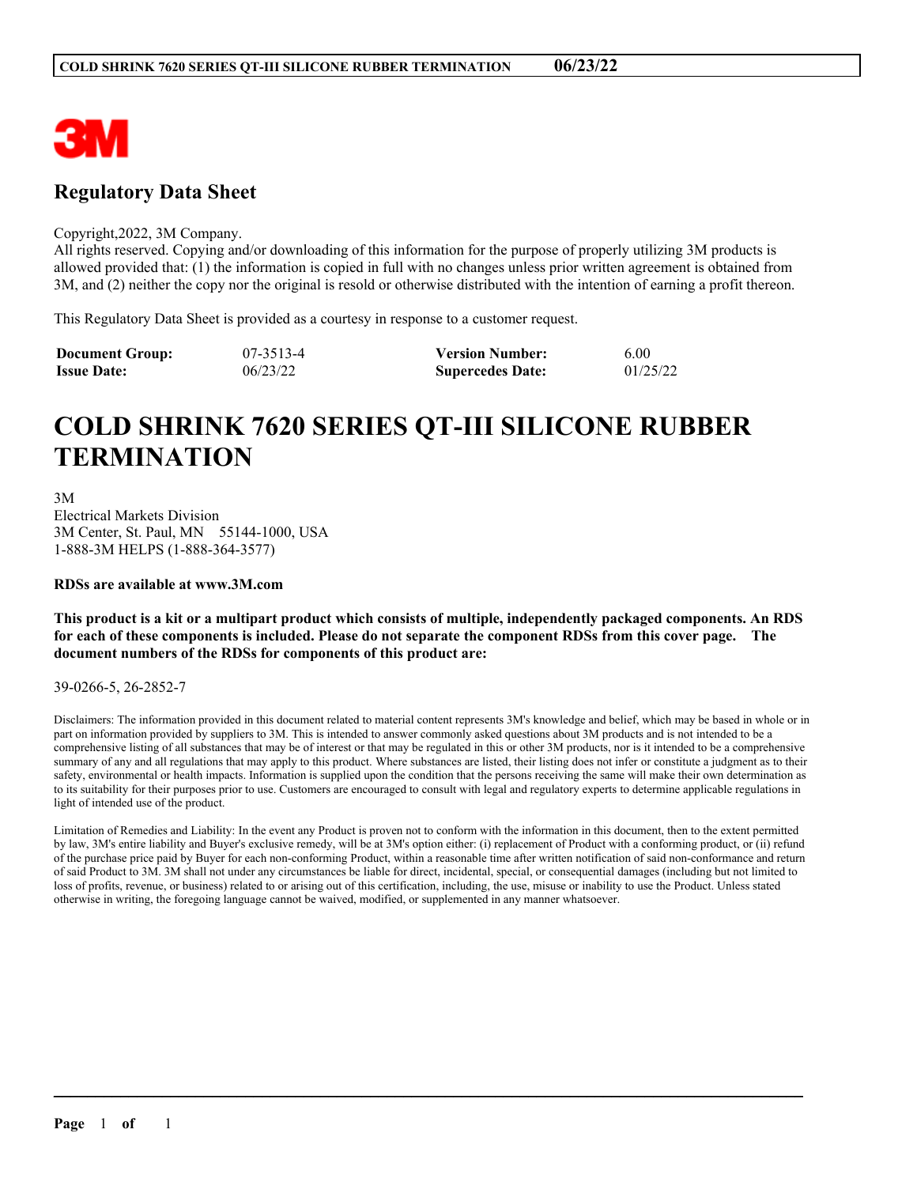# Regulatory Data Sheet

Copyright,2022, 3M Company.
All rights reserved. Copying and/or downloading of this information for the purpose of properly utilizing 3M products is allowed provided that: (1) the information is copied in full with no changes unless prior written agreement is obtained from 3M, and (2) neither the copy nor the original is resold or otherwise distributed with the intention of earning a profit thereon.

This Regulatory Data Sheet is provided as a courtesy in response to a customer request.

| **Document Group:** | 07-3513-4 | **Version Number:** | 6.00 |
|---|---|---|---|
| **Issue Date:** | 06/23/22 | **Supercedes Date:** | 01/25/22 |

# COLD SHRINK 7620 SERIES QT-III SILICONE RUBBER TERMINATION

3M
Electrical Markets Division
3M Center, St. Paul, MN 55144-1000, USA
1-888-3M HELPS (1-888-364-3577)

**RDSs are available at www.3M.com**

**This product is a kit or a multipart product which consists of multiple, independently packaged components. An RDS for each of these components is included. Please do not separate the component RDSs from this cover page. The document numbers of the RDSs for components of this product are:**

39-0266-5, 26-2852-7

Disclaimers: The information provided in this document related to material content represents 3M's knowledge and belief, which may be based in whole or in part on information provided by suppliers to 3M. This is intended to answer commonly asked questions about 3M products and is not intended to be a comprehensive listing of all substances that may be of interest or that may be regulated in this or other 3M products, nor is it intended to be a comprehensive summary of any and all regulations that may apply to this product. Where substances are listed, their listing does not infer or constitute a judgment as to their safety, environmental or health impacts. Information is supplied upon the condition that the persons receiving the same will make their own determination as to its suitability for their purposes prior to use. Customers are encouraged to consult with legal and regulatory experts to determine applicable regulations in light of intended use of the product.

Limitation of Remedies and Liability: In the event any Product is proven not to conform with the information in this document, then to the extent permitted by law, 3M's entire liability and Buyer's exclusive remedy, will be at 3M's option either: (i) replacement of Product with a conforming product, or (ii) refund of the purchase price paid by Buyer for each non-conforming Product, within a reasonable time after written notification of said non-conformance and return of said Product to 3M. 3M shall not under any circumstances be liable for direct, incidental, special, or consequential damages (including but not limited to loss of profits, revenue, or business) related to or arising out of this certification, including, the use, misuse or inability to use the Product. Unless stated otherwise in writing, the foregoing language cannot be waived, modified, or supplemented in any manner whatsoever.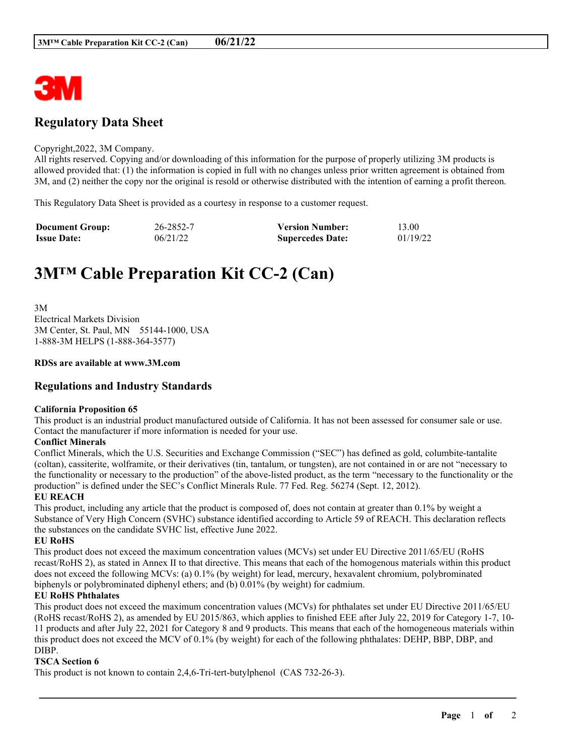3M

## Regulatory Data Sheet

Copyright,2022, 3M Company.
All rights reserved. Copying and/or downloading of this information for the purpose of properly utilizing 3M products is allowed provided that: (1) the information is copied in full with no changes unless prior written agreement is obtained from 3M, and (2) neither the copy nor the original is resold or otherwise distributed with the intention of earning a profit thereon.

This Regulatory Data Sheet is provided as a courtesy in response to a customer request.

| **Document Group:** | 26-2852-7 | **Version Number:** | 13.00 |
|---|---|---|---|
| **Issue Date:** | 06/21/22 | **Supercedes Date:** | 01/19/22 |

# 3M™ Cable Preparation Kit CC-2 (Can)

3M
Electrical Markets Division
3M Center, St. Paul, MN 55144-1000, USA
1-888-3M HELPS (1-888-364-3577)

**RDSs are available at www.3M.com**

## Regulations and Industry Standards

**California Proposition 65**
This product is an industrial product manufactured outside of California. It has not been assessed for consumer sale or use. Contact the manufacturer if more information is needed for your use.

**Conflict Minerals**
Conflict Minerals, which the U.S. Securities and Exchange Commission ("SEC") has defined as gold, columbite-tantalite (coltan), cassiterite, wolframite, or their derivatives (tin, tantalum, or tungsten), are not contained in or are not "necessary to the functionality or necessary to the production" of the above-listed product, as the term "necessary to the functionality or the production" is defined under the SEC's Conflict Minerals Rule. 77 Fed. Reg. 56274 (Sept. 12, 2012).

**EU REACH**
This product, including any article that the product is composed of, does not contain at greater than 0.1% by weight a Substance of Very High Concern (SVHC) substance identified according to Article 59 of REACH. This declaration reflects the substances on the candidate SVHC list, effective June 2022.

**EU RoHS**
This product does not exceed the maximum concentration values (MCVs) set under EU Directive 2011/65/EU (RoHS recast/RoHS 2), as stated in Annex II to that directive. This means that each of the homogenous materials within this product does not exceed the following MCVs: (a) 0.1% (by weight) for lead, mercury, hexavalent chromium, polybrominated biphenyls or polybrominated diphenyl ethers; and (b) 0.01% (by weight) for cadmium.

**EU RoHS Phthalates**
This product does not exceed the maximum concentration values (MCVs) for phthalates set under EU Directive 2011/65/EU (RoHS recast/RoHS 2), as amended by EU 2015/863, which applies to finished EEE after July 22, 2019 for Category 1-7, 10-11 products and after July 22, 2021 for Category 8 and 9 products. This means that each of the homogeneous materials within this product does not exceed the MCV of 0.1% (by weight) for each of the following phthalates: DEHP, BBP, DBP, and DIBP.

**TSCA Section 6**
This product is not known to contain 2,4,6-Tri-tert-butylphenol (CAS 732-26-3).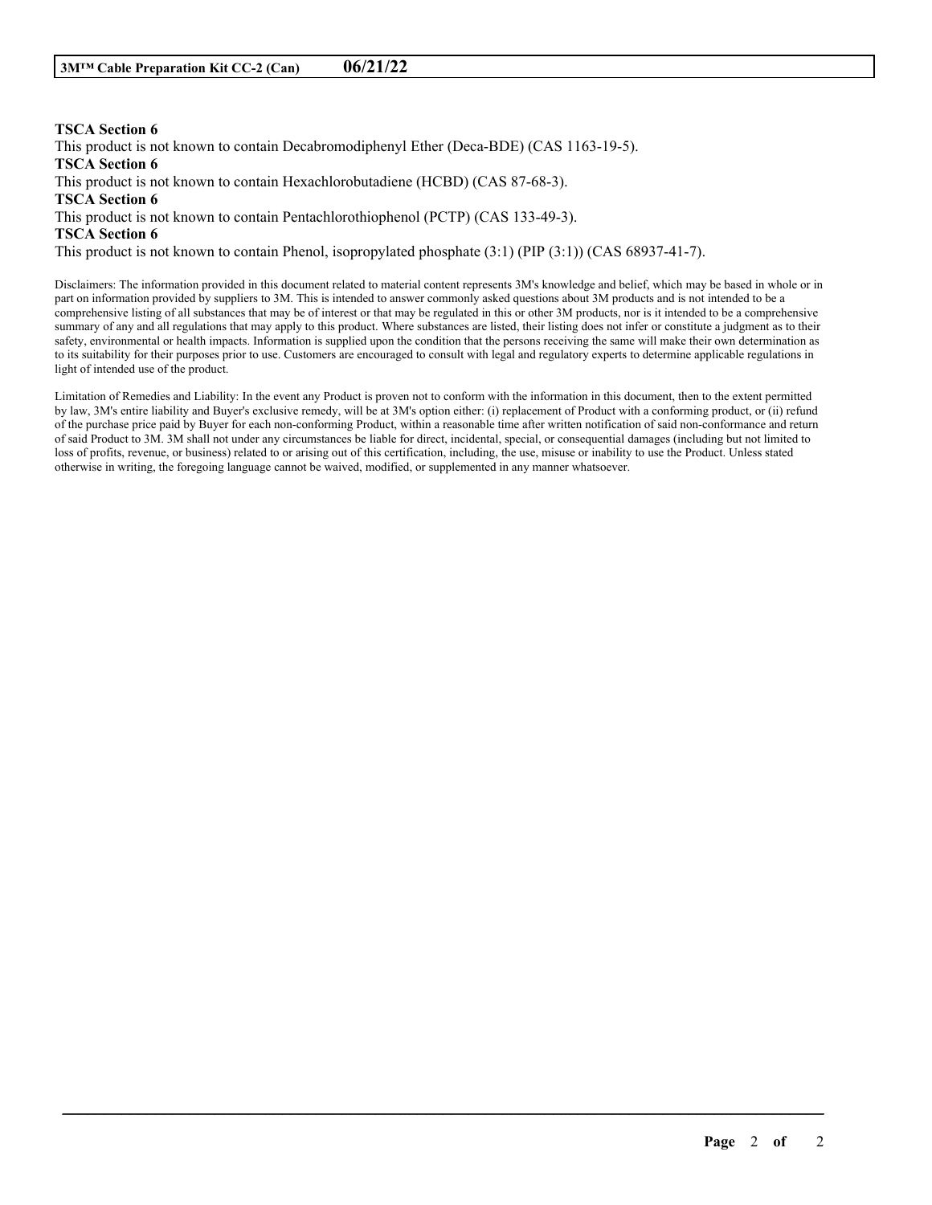**TSCA Section 6**

This product is not known to contain Decabromodiphenyl Ether (Deca-BDE) (CAS 1163-19-5).

**TSCA Section 6**

This product is not known to contain Hexachlorobutadiene (HCBD) (CAS 87-68-3).

**TSCA Section 6**

This product is not known to contain Pentachlorothiophenol (PCTP) (CAS 133-49-3).

**TSCA Section 6**

This product is not known to contain Phenol, isopropylated phosphate (3:1) (PIP (3:1)) (CAS 68937-41-7).

Disclaimers: The information provided in this document related to material content represents 3M's knowledge and belief, which may be based in whole or in part on information provided by suppliers to 3M. This is intended to answer commonly asked questions about 3M products and is not intended to be a comprehensive listing of all substances that may be of interest or that may be regulated in this or other 3M products, nor is it intended to be a comprehensive summary of any and all regulations that may apply to this product. Where substances are listed, their listing does not infer or constitute a judgment as to their safety, environmental or health impacts. Information is supplied upon the condition that the persons receiving the same will make their own determination as to its suitability for their purposes prior to use. Customers are encouraged to consult with legal and regulatory experts to determine applicable regulations in light of intended use of the product.

Limitation of Remedies and Liability: In the event any Product is proven not to conform with the information in this document, then to the extent permitted by law, 3M's entire liability and Buyer's exclusive remedy, will be at 3M's option either: (i) replacement of Product with a conforming product, or (ii) refund of the purchase price paid by Buyer for each non-conforming Product, within a reasonable time after written notification of said non-conformance and return of said Product to 3M. 3M shall not under any circumstances be liable for direct, incidental, special, or consequential damages (including but not limited to loss of profits, revenue, or business) related to or arising out of this certification, including, the use, misuse or inability to use the Product. Unless stated otherwise in writing, the foregoing language cannot be waived, modified, or supplemented in any manner whatsoever.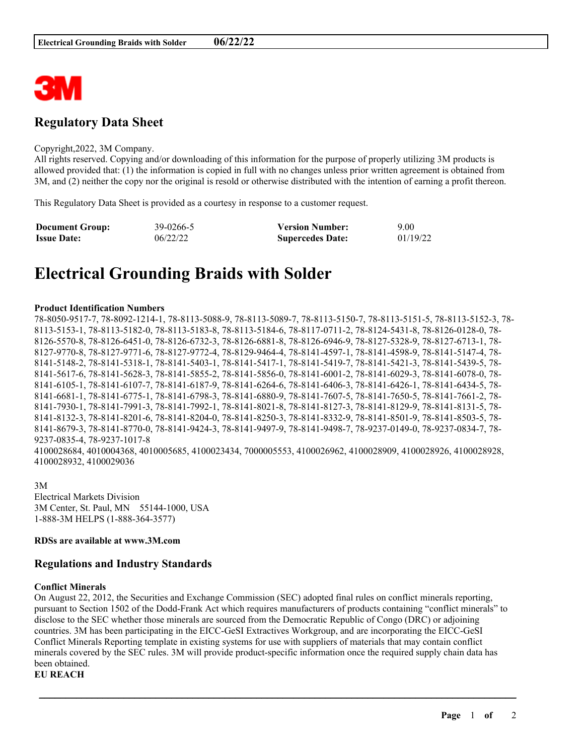# Regulatory Data Sheet

Copyright,2022, 3M Company.
All rights reserved. Copying and/or downloading of this information for the purpose of properly utilizing 3M products is allowed provided that: (1) the information is copied in full with no changes unless prior written agreement is obtained from 3M, and (2) neither the copy nor the original is resold or otherwise distributed with the intention of earning a profit thereon.

This Regulatory Data Sheet is provided as a courtesy in response to a customer request.

| **Document Group:** | 39-0266-5 | **Version Number:** | 9.00 |
|---|---|---|---|
| **Issue Date:** | 06/22/22 | **Supercedes Date:** | 01/19/22 |

# Electrical Grounding Braids with Solder

**Product Identification Numbers**
78-8050-9517-7, 78-8092-1214-1, 78-8113-5088-9, 78-8113-5089-7, 78-8113-5150-7, 78-8113-5151-5, 78-8113-5152-3, 78-8113-5153-1, 78-8113-5182-0, 78-8113-5183-8, 78-8113-5184-6, 78-8117-0711-2, 78-8124-5431-8, 78-8126-0128-0, 78-8126-5570-8, 78-8126-6451-0, 78-8126-6732-3, 78-8126-6881-8, 78-8126-6946-9, 78-8127-5328-9, 78-8127-6713-1, 78-8127-9770-8, 78-8127-9771-6, 78-8127-9772-4, 78-8129-9464-4, 78-8141-4597-1, 78-8141-4598-9, 78-8141-5147-4, 78-8141-5148-2, 78-8141-5318-1, 78-8141-5403-1, 78-8141-5417-1, 78-8141-5419-7, 78-8141-5421-3, 78-8141-5439-5, 78-8141-5617-6, 78-8141-5628-3, 78-8141-5855-2, 78-8141-5856-0, 78-8141-6001-2, 78-8141-6029-3, 78-8141-6078-0, 78-8141-6105-1, 78-8141-6107-7, 78-8141-6187-9, 78-8141-6264-6, 78-8141-6406-3, 78-8141-6426-1, 78-8141-6434-5, 78-8141-6681-1, 78-8141-6775-1, 78-8141-6798-3, 78-8141-6880-9, 78-8141-7607-5, 78-8141-7650-5, 78-8141-7661-2, 78-8141-7930-1, 78-8141-7991-3, 78-8141-7992-1, 78-8141-8021-8, 78-8141-8127-3, 78-8141-8129-9, 78-8141-8131-5, 78-8141-8132-3, 78-8141-8201-6, 78-8141-8204-0, 78-8141-8250-3, 78-8141-8332-9, 78-8141-8501-9, 78-8141-8503-5, 78-8141-8679-3, 78-8141-8770-0, 78-8141-9424-3, 78-8141-9497-9, 78-8141-9498-7, 78-9237-0149-0, 78-9237-0834-7, 78-9237-0835-4, 78-9237-1017-8
4100028684, 4010004368, 4010005685, 4100023434, 7000005553, 4100026962, 4100028909, 4100028926, 4100028928, 4100028932, 4100029036

3M
Electrical Markets Division
3M Center, St. Paul, MN 55144-1000, USA
1-888-3M HELPS (1-888-364-3577)

**RDSs are available at www.3M.com**

## Regulations and Industry Standards

**Conflict Minerals**
On August 22, 2012, the Securities and Exchange Commission (SEC) adopted final rules on conflict minerals reporting, pursuant to Section 1502 of the Dodd-Frank Act which requires manufacturers of products containing "conflict minerals" to disclose to the SEC whether those minerals are sourced from the Democratic Republic of Congo (DRC) or adjoining countries. 3M has been participating in the EICC-GeSI Extractives Workgroup, and are incorporating the EICC-GeSI Conflict Minerals Reporting template in existing systems for use with suppliers of materials that may contain conflict minerals covered by the SEC rules. 3M will provide product-specific information once the required supply chain data has been obtained.

**EU REACH**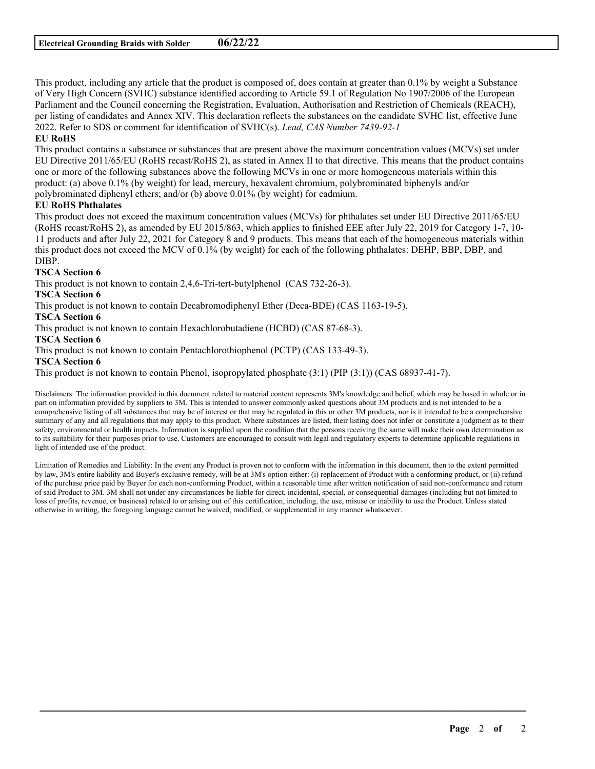This product, including any article that the product is composed of, does contain at greater than 0.1% by weight a Substance of Very High Concern (SVHC) substance identified according to Article 59.1 of Regulation No 1907/2006 of the European Parliament and the Council concerning the Registration, Evaluation, Authorisation and Restriction of Chemicals (REACH), per listing of candidates and Annex XIV. This declaration reflects the substances on the candidate SVHC list, effective June 2022. Refer to SDS or comment for identification of SVHC(s). *Lead, CAS Number 7439-92-1*

**EU RoHS**

This product contains a substance or substances that are present above the maximum concentration values (MCVs) set under EU Directive 2011/65/EU (RoHS recast/RoHS 2), as stated in Annex II to that directive. This means that the product contains one or more of the following substances above the following MCVs in one or more homogeneous materials within this product: (a) above 0.1% (by weight) for lead, mercury, hexavalent chromium, polybrominated biphenyls and/or polybrominated diphenyl ethers; and/or (b) above 0.01% (by weight) for cadmium.

**EU RoHS Phthalates**

This product does not exceed the maximum concentration values (MCVs) for phthalates set under EU Directive 2011/65/EU (RoHS recast/RoHS 2), as amended by EU 2015/863, which applies to finished EEE after July 22, 2019 for Category 1-7, 10-11 products and after July 22, 2021 for Category 8 and 9 products. This means that each of the homogeneous materials within this product does not exceed the MCV of 0.1% (by weight) for each of the following phthalates: DEHP, BBP, DBP, and DIBP.

**TSCA Section 6**

This product is not known to contain 2,4,6-Tri-tert-butylphenol (CAS 732-26-3).

**TSCA Section 6**

This product is not known to contain Decabromodiphenyl Ether (Deca-BDE) (CAS 1163-19-5).

**TSCA Section 6**

This product is not known to contain Hexachlorobutadiene (HCBD) (CAS 87-68-3).

**TSCA Section 6**

This product is not known to contain Pentachlorothiophenol (PCTP) (CAS 133-49-3).

**TSCA Section 6**

This product is not known to contain Phenol, isopropylated phosphate (3:1) (PIP (3:1)) (CAS 68937-41-7).

Disclaimers: The information provided in this document related to material content represents 3M's knowledge and belief, which may be based in whole or in part on information provided by suppliers to 3M. This is intended to answer commonly asked questions about 3M products and is not intended to be a comprehensive listing of all substances that may be of interest or that may be regulated in this or other 3M products, nor is it intended to be a comprehensive summary of any and all regulations that may apply to this product. Where substances are listed, their listing does not infer or constitute a judgment as to their safety, environmental or health impacts. Information is supplied upon the condition that the persons receiving the same will make their own determination as to its suitability for their purposes prior to use. Customers are encouraged to consult with legal and regulatory experts to determine applicable regulations in light of intended use of the product.

Limitation of Remedies and Liability: In the event any Product is proven not to conform with the information in this document, then to the extent permitted by law, 3M's entire liability and Buyer's exclusive remedy, will be at 3M's option either: (i) replacement of Product with a conforming product, or (ii) refund of the purchase price paid by Buyer for each non-conforming Product, within a reasonable time after written notification of said non-conformance and return of said Product to 3M. 3M shall not under any circumstances be liable for direct, incidental, special, or consequential damages (including but not limited to loss of profits, revenue, or business) related to or arising out of this certification, including, the use, misuse or inability to use the Product. Unless stated otherwise in writing, the foregoing language cannot be waived, modified, or supplemented in any manner whatsoever.